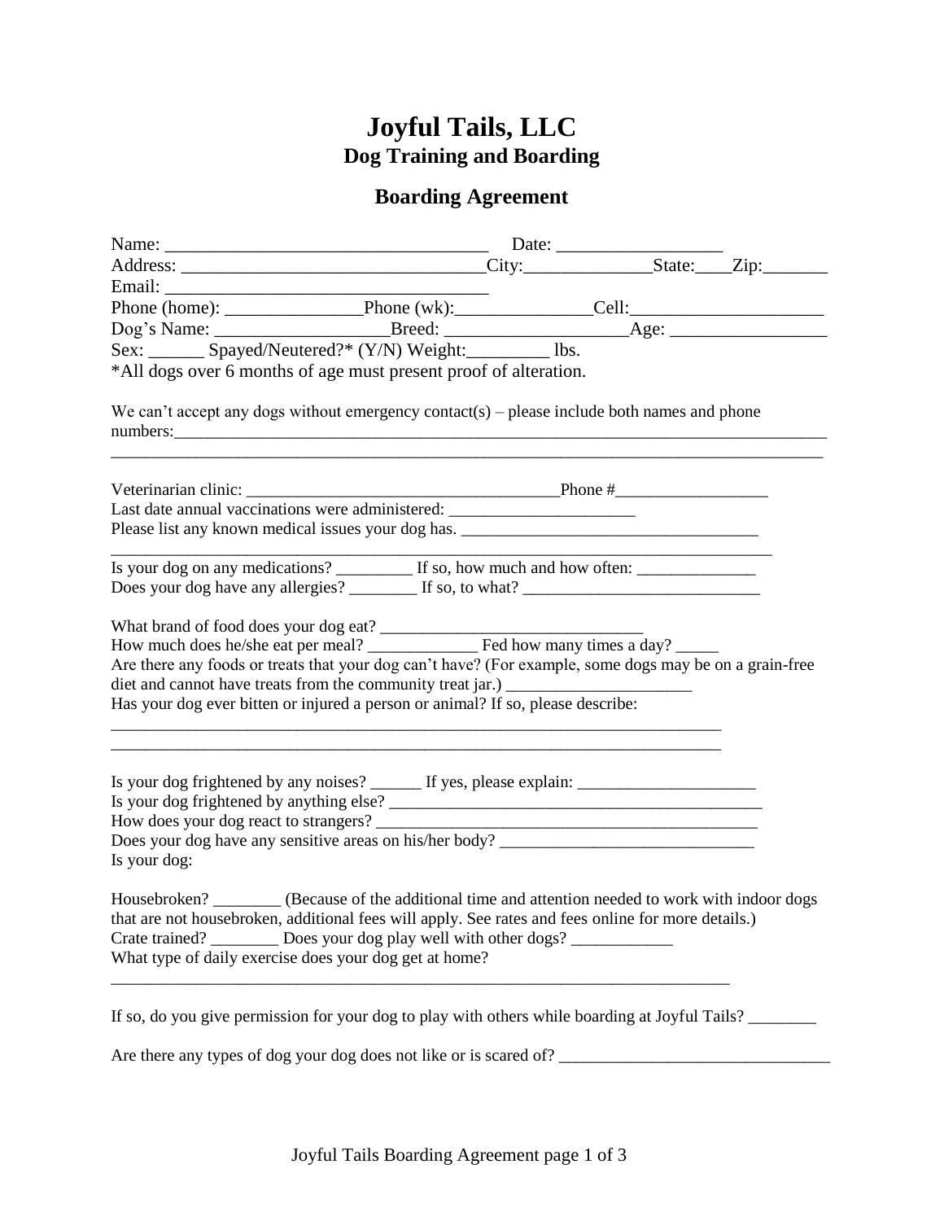# Joyful Tails, LLC

## Dog Training and Boarding

## Boarding Agreement

Name: ___________________________________ Date: __________________

Address: ________________________________City:_____________State:____Zip:_______

Email: ___________________________________

Phone (home): _______________Phone (wk):_______________Cell:_____________________

Dog's Name: __________________Breed: ___________________Age: ________________

Sex: ______ Spayed/Neutered?* (Y/N) Weight:_________ lbs.

*All dogs over 6 months of age must present proof of alteration.

We can't accept any dogs without emergency contact(s) – please include both names and phone numbers:_________________________________________________________________________

_________________________________________________________________________________

Veterinarian clinic: ____________________________________Phone #__________________

Last date annual vaccinations were administered: ______________________

Please list any known medical issues your dog has. ___________________________________

_________________________________________________________________________________

Is your dog on any medications? _________ If so, how much and how often: ______________

Does your dog have any allergies? ________ If so, to what? ____________________________

What brand of food does your dog eat? ______________________________

How much does he/she eat per meal? _____________ Fed how many times a day? _____

Are there any foods or treats that your dog can't have? (For example, some dogs may be on a grain-free diet and cannot have treats from the community treat jar.) ______________________

Has your dog ever bitten or injured a person or animal? If so, please describe:

___________________________________________________________________________

___________________________________________________________________________

Is your dog frightened by any noises? ______ If yes, please explain: _____________________

Is your dog frightened by anything else? _____________________________________________

How does your dog react to strangers? _______________________________________________

Does your dog have any sensitive areas on his/her body? ______________________________

Is your dog:

Housebroken? ________ (Because of the additional time and attention needed to work with indoor dogs that are not housebroken, additional fees will apply. See rates and fees online for more details.)

Crate trained? ________ Does your dog play well with other dogs? ____________

What type of daily exercise does your dog get at home?

____________________________________________________________________________

If so, do you give permission for your dog to play with others while boarding at Joyful Tails? ________

Are there any types of dog your dog does not like or is scared of? ________________________________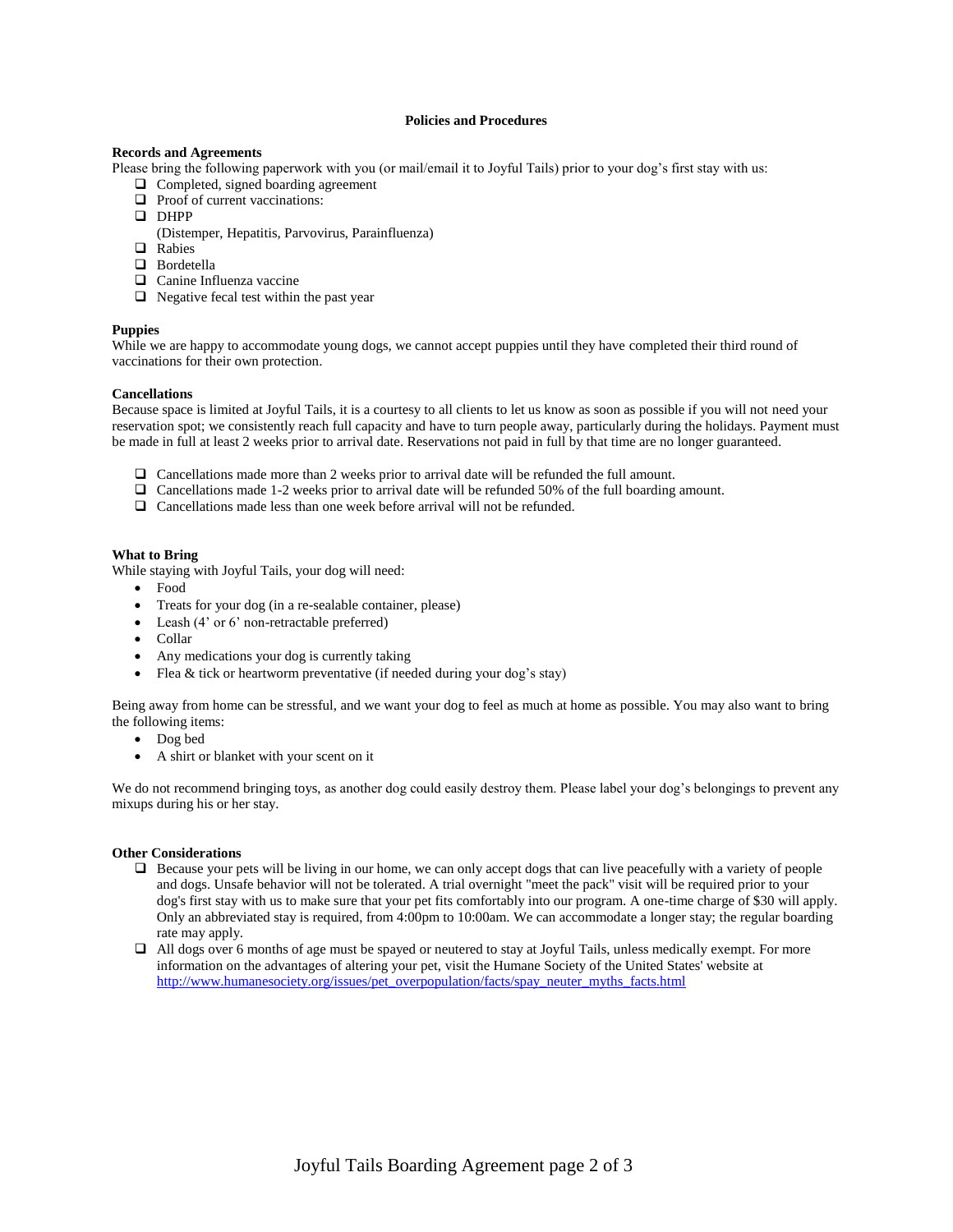# Policies and Procedures

**Records and Agreements**

Please bring the following paperwork with you (or mail/email it to Joyful Tails) prior to your dog's first stay with us:

- ❑ Completed, signed boarding agreement
- ❑ Proof of current vaccinations:
- ❑ DHPP
  (Distemper, Hepatitis, Parvovirus, Parainfluenza)
- ❑ Rabies
- ❑ Bordetella
- ❑ Canine Influenza vaccine
- ❑ Negative fecal test within the past year

**Puppies**

While we are happy to accommodate young dogs, we cannot accept puppies until they have completed their third round of vaccinations for their own protection.

**Cancellations**

Because space is limited at Joyful Tails, it is a courtesy to all clients to let us know as soon as possible if you will not need your reservation spot; we consistently reach full capacity and have to turn people away, particularly during the holidays. Payment must be made in full at least 2 weeks prior to arrival date. Reservations not paid in full by that time are no longer guaranteed.

- ❑ Cancellations made more than 2 weeks prior to arrival date will be refunded the full amount.
- ❑ Cancellations made 1-2 weeks prior to arrival date will be refunded 50% of the full boarding amount.
- ❑ Cancellations made less than one week before arrival will not be refunded.

**What to Bring**

While staying with Joyful Tails, your dog will need:

- Food
- Treats for your dog (in a re-sealable container, please)
- Leash (4' or 6' non-retractable preferred)
- Collar
- Any medications your dog is currently taking
- Flea & tick or heartworm preventative (if needed during your dog's stay)

Being away from home can be stressful, and we want your dog to feel as much at home as possible. You may also want to bring the following items:

- Dog bed
- A shirt or blanket with your scent on it

We do not recommend bringing toys, as another dog could easily destroy them. Please label your dog's belongings to prevent any mixups during his or her stay.

**Other Considerations**

- ❑ Because your pets will be living in our home, we can only accept dogs that can live peacefully with a variety of people and dogs. Unsafe behavior will not be tolerated. A trial overnight "meet the pack" visit will be required prior to your dog's first stay with us to make sure that your pet fits comfortably into our program. A one-time charge of $30 will apply. Only an abbreviated stay is required, from 4:00pm to 10:00am. We can accommodate a longer stay; the regular boarding rate may apply.
- ❑ All dogs over 6 months of age must be spayed or neutered to stay at Joyful Tails, unless medically exempt. For more information on the advantages of altering your pet, visit the Humane Society of the United States' website at http://www.humanesociety.org/issues/pet_overpopulation/facts/spay_neuter_myths_facts.html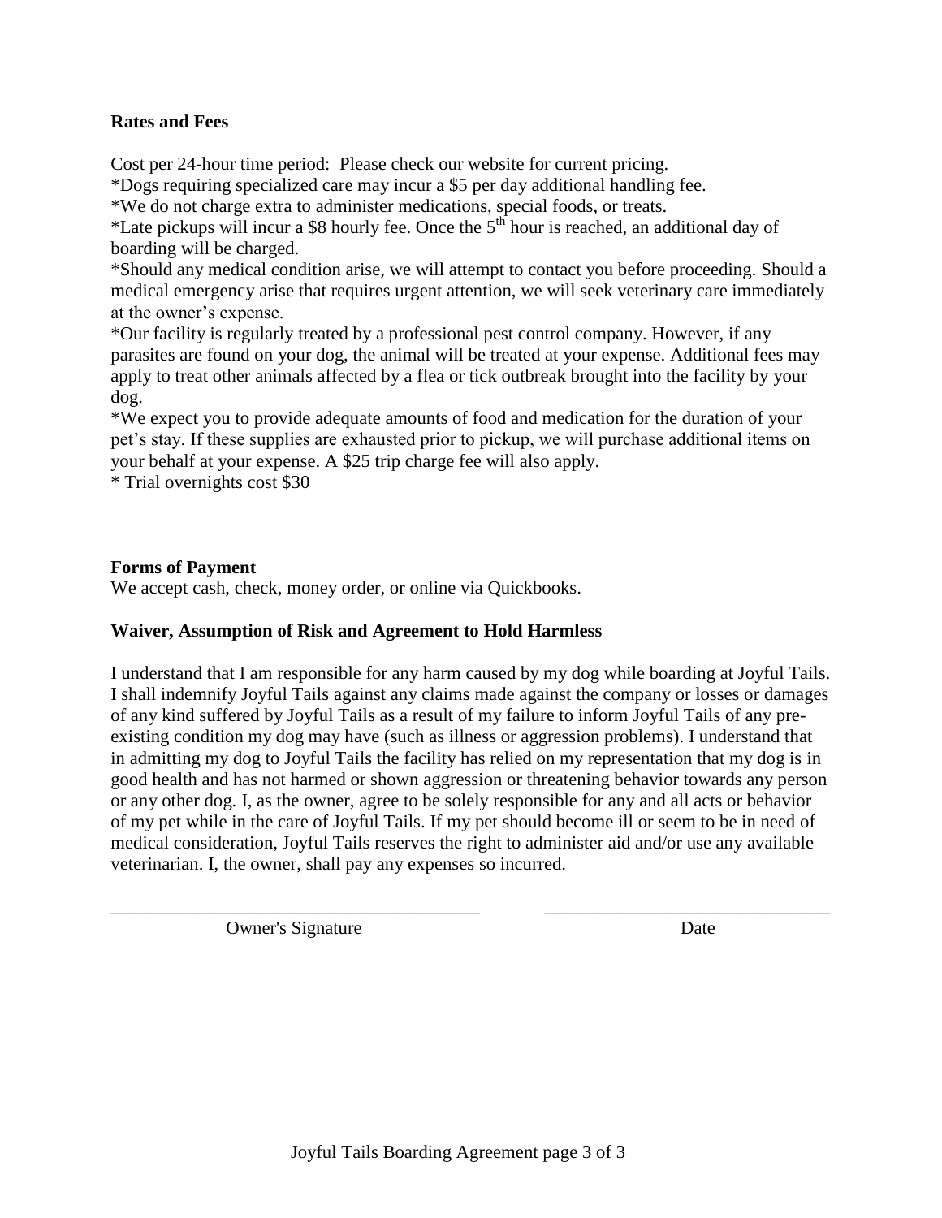**Rates and Fees**

Cost per 24-hour time period: Please check our website for current pricing.

*Dogs requiring specialized care may incur a $5 per day additional handling fee.

*We do not charge extra to administer medications, special foods, or treats.

*Late pickups will incur a $8 hourly fee. Once the 5th hour is reached, an additional day of boarding will be charged.

*Should any medical condition arise, we will attempt to contact you before proceeding. Should a medical emergency arise that requires urgent attention, we will seek veterinary care immediately at the owner's expense.

*Our facility is regularly treated by a professional pest control company. However, if any parasites are found on your dog, the animal will be treated at your expense. Additional fees may apply to treat other animals affected by a flea or tick outbreak brought into the facility by your dog.

*We expect you to provide adequate amounts of food and medication for the duration of your pet's stay. If these supplies are exhausted prior to pickup, we will purchase additional items on your behalf at your expense. A $25 trip charge fee will also apply.

* Trial overnights cost $30

**Forms of Payment**

We accept cash, check, money order, or online via Quickbooks.

**Waiver, Assumption of Risk and Agreement to Hold Harmless**

I understand that I am responsible for any harm caused by my dog while boarding at Joyful Tails. I shall indemnify Joyful Tails against any claims made against the company or losses or damages of any kind suffered by Joyful Tails as a result of my failure to inform Joyful Tails of any pre-existing condition my dog may have (such as illness or aggression problems). I understand that in admitting my dog to Joyful Tails the facility has relied on my representation that my dog is in good health and has not harmed or shown aggression or threatening behavior towards any person or any other dog. I, as the owner, agree to be solely responsible for any and all acts or behavior of my pet while in the care of Joyful Tails. If my pet should become ill or seem to be in need of medical consideration, Joyful Tails reserves the right to administer aid and/or use any available veterinarian. I, the owner, shall pay any expenses so incurred.

_________________________________________ ________________________________

Owner's Signature Date